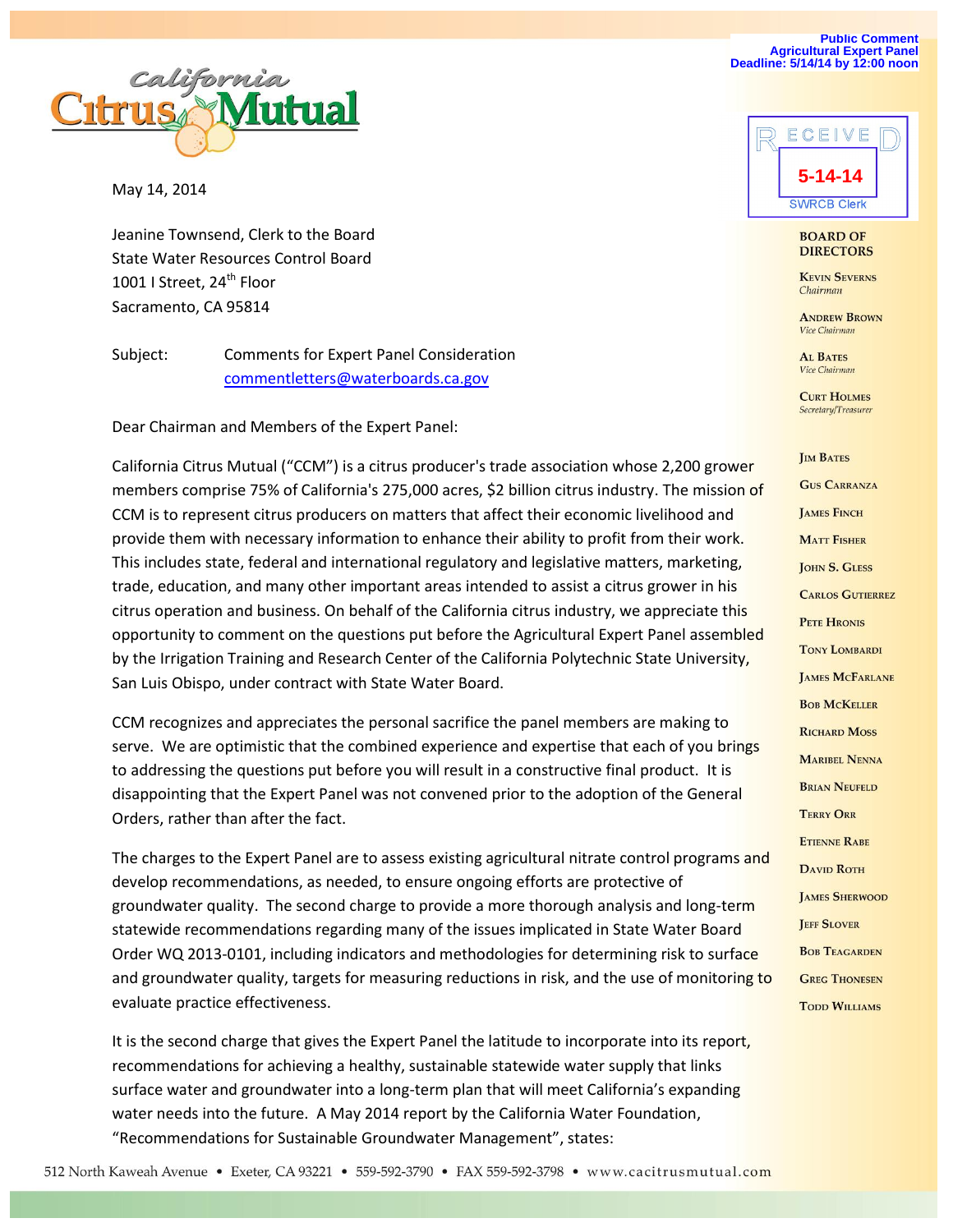Public Comment
Agricultural Expert Panel
Deadline: 5/14/14 by 12:00 noon

RECEIVED
5-14-14
SWRCB Clerk

California Citrus Mutual

**BOARD OF DIRECTORS**

Kevin Severns, *Chairman*
Andrew Brown, *Vice Chairman*
Al Bates, *Vice Chairman*
Curt Holmes, *Secretary/Treasurer*

Jim Bates
Gus Carranza
James Finch
Matt Fisher
John S. Gless
Carlos Gutierrez
Pete Hronis
Tony Lombardi
James McFarlane
Bob McKeller
Richard Moss
Maribel Nenna
Brian Neufeld
Terry Orr
Etienne Rabe
David Roth
James Sherwood
Jeff Slover
Bob Teagarden
Greg Thonesen
Todd Williams

May 14, 2014

Jeanine Townsend, Clerk to the Board
State Water Resources Control Board
1001 I Street, 24th Floor
Sacramento, CA 95814

Subject: Comments for Expert Panel Consideration
commentletters@waterboards.ca.gov

Dear Chairman and Members of the Expert Panel:

California Citrus Mutual ("CCM") is a citrus producer's trade association whose 2,200 grower members comprise 75% of California's 275,000 acres, $2 billion citrus industry. The mission of CCM is to represent citrus producers on matters that affect their economic livelihood and provide them with necessary information to enhance their ability to profit from their work. This includes state, federal and international regulatory and legislative matters, marketing, trade, education, and many other important areas intended to assist a citrus grower in his citrus operation and business. On behalf of the California citrus industry, we appreciate this opportunity to comment on the questions put before the Agricultural Expert Panel assembled by the Irrigation Training and Research Center of the California Polytechnic State University, San Luis Obispo, under contract with State Water Board.

CCM recognizes and appreciates the personal sacrifice the panel members are making to serve. We are optimistic that the combined experience and expertise that each of you brings to addressing the questions put before you will result in a constructive final product. It is disappointing that the Expert Panel was not convened prior to the adoption of the General Orders, rather than after the fact.

The charges to the Expert Panel are to assess existing agricultural nitrate control programs and develop recommendations, as needed, to ensure ongoing efforts are protective of groundwater quality. The second charge to provide a more thorough analysis and long-term statewide recommendations regarding many of the issues implicated in State Water Board Order WQ 2013-0101, including indicators and methodologies for determining risk to surface and groundwater quality, targets for measuring reductions in risk, and the use of monitoring to evaluate practice effectiveness.

It is the second charge that gives the Expert Panel the latitude to incorporate into its report, recommendations for achieving a healthy, sustainable statewide water supply that links surface water and groundwater into a long-term plan that will meet California's expanding water needs into the future. A May 2014 report by the California Water Foundation, "Recommendations for Sustainable Groundwater Management", states:

512 North Kaweah Avenue • Exeter, CA 93221 • 559-592-3790 • FAX 559-592-3798 • www.cacitrusmutual.com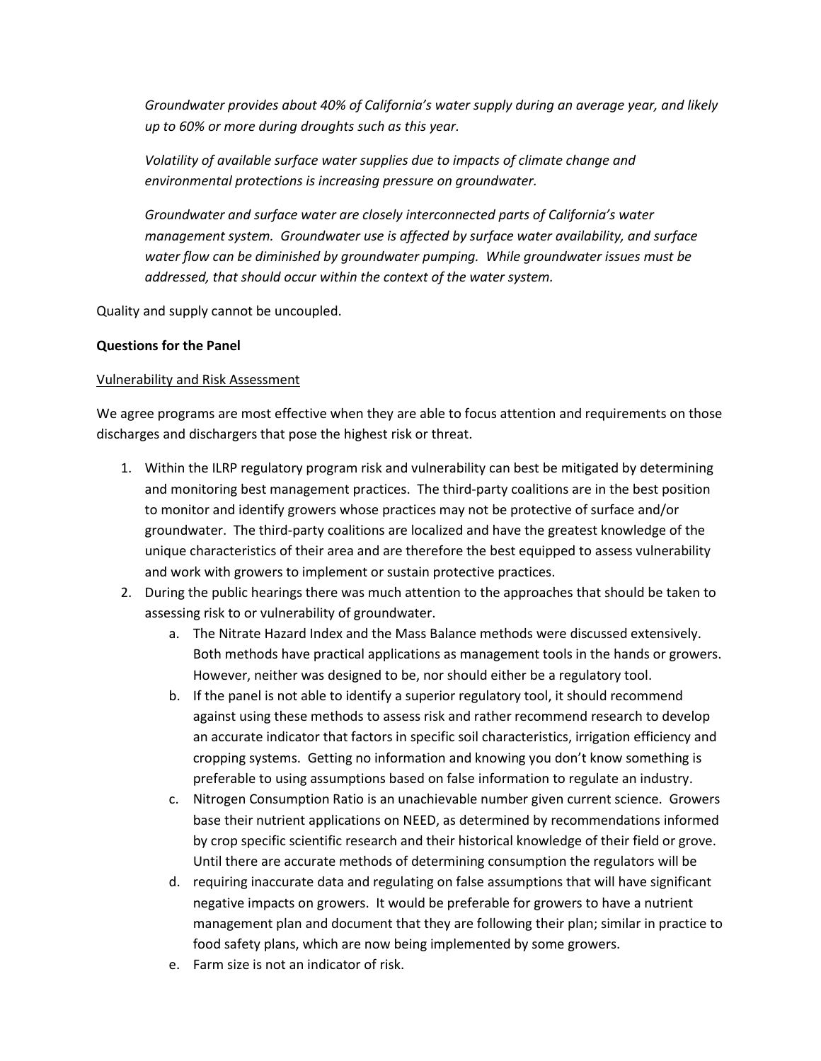*Groundwater provides about 40% of California's water supply during an average year, and likely up to 60% or more during droughts such as this year.*

*Volatility of available surface water supplies due to impacts of climate change and environmental protections is increasing pressure on groundwater.*

*Groundwater and surface water are closely interconnected parts of California's water management system. Groundwater use is affected by surface water availability, and surface water flow can be diminished by groundwater pumping. While groundwater issues must be addressed, that should occur within the context of the water system.*

Quality and supply cannot be uncoupled.

**Questions for the Panel**

Vulnerability and Risk Assessment

We agree programs are most effective when they are able to focus attention and requirements on those discharges and dischargers that pose the highest risk or threat.

1. Within the ILRP regulatory program risk and vulnerability can best be mitigated by determining and monitoring best management practices. The third-party coalitions are in the best position to monitor and identify growers whose practices may not be protective of surface and/or groundwater. The third-party coalitions are localized and have the greatest knowledge of the unique characteristics of their area and are therefore the best equipped to assess vulnerability and work with growers to implement or sustain protective practices.
2. During the public hearings there was much attention to the approaches that should be taken to assessing risk to or vulnerability of groundwater.
   a. The Nitrate Hazard Index and the Mass Balance methods were discussed extensively. Both methods have practical applications as management tools in the hands or growers. However, neither was designed to be, nor should either be a regulatory tool.
   b. If the panel is not able to identify a superior regulatory tool, it should recommend against using these methods to assess risk and rather recommend research to develop an accurate indicator that factors in specific soil characteristics, irrigation efficiency and cropping systems. Getting no information and knowing you don't know something is preferable to using assumptions based on false information to regulate an industry.
   c. Nitrogen Consumption Ratio is an unachievable number given current science. Growers base their nutrient applications on NEED, as determined by recommendations informed by crop specific scientific research and their historical knowledge of their field or grove. Until there are accurate methods of determining consumption the regulators will be
   d. requiring inaccurate data and regulating on false assumptions that will have significant negative impacts on growers. It would be preferable for growers to have a nutrient management plan and document that they are following their plan; similar in practice to food safety plans, which are now being implemented by some growers.
   e. Farm size is not an indicator of risk.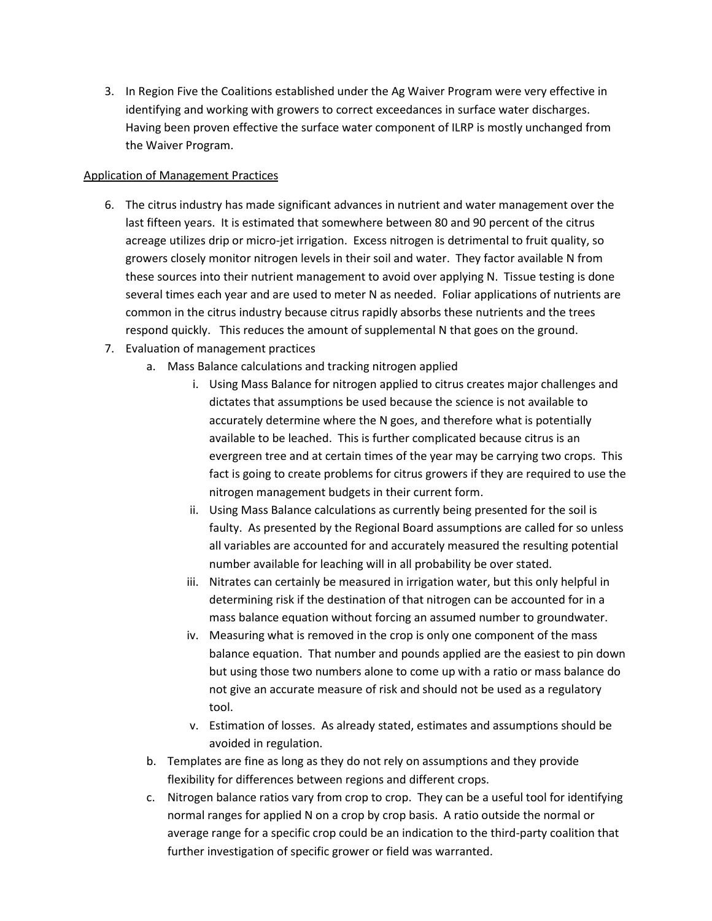3. In Region Five the Coalitions established under the Ag Waiver Program were very effective in identifying and working with growers to correct exceedances in surface water discharges. Having been proven effective the surface water component of ILRP is mostly unchanged from the Waiver Program.

Application of Management Practices

6. The citrus industry has made significant advances in nutrient and water management over the last fifteen years. It is estimated that somewhere between 80 and 90 percent of the citrus acreage utilizes drip or micro-jet irrigation. Excess nitrogen is detrimental to fruit quality, so growers closely monitor nitrogen levels in their soil and water. They factor available N from these sources into their nutrient management to avoid over applying N. Tissue testing is done several times each year and are used to meter N as needed. Foliar applications of nutrients are common in the citrus industry because citrus rapidly absorbs these nutrients and the trees respond quickly. This reduces the amount of supplemental N that goes on the ground.
7. Evaluation of management practices
   a. Mass Balance calculations and tracking nitrogen applied
      i. Using Mass Balance for nitrogen applied to citrus creates major challenges and dictates that assumptions be used because the science is not available to accurately determine where the N goes, and therefore what is potentially available to be leached. This is further complicated because citrus is an evergreen tree and at certain times of the year may be carrying two crops. This fact is going to create problems for citrus growers if they are required to use the nitrogen management budgets in their current form.
      ii. Using Mass Balance calculations as currently being presented for the soil is faulty. As presented by the Regional Board assumptions are called for so unless all variables are accounted for and accurately measured the resulting potential number available for leaching will in all probability be over stated.
      iii. Nitrates can certainly be measured in irrigation water, but this only helpful in determining risk if the destination of that nitrogen can be accounted for in a mass balance equation without forcing an assumed number to groundwater.
      iv. Measuring what is removed in the crop is only one component of the mass balance equation. That number and pounds applied are the easiest to pin down but using those two numbers alone to come up with a ratio or mass balance do not give an accurate measure of risk and should not be used as a regulatory tool.
      v. Estimation of losses. As already stated, estimates and assumptions should be avoided in regulation.
   b. Templates are fine as long as they do not rely on assumptions and they provide flexibility for differences between regions and different crops.
   c. Nitrogen balance ratios vary from crop to crop. They can be a useful tool for identifying normal ranges for applied N on a crop by crop basis. A ratio outside the normal or average range for a specific crop could be an indication to the third-party coalition that further investigation of specific grower or field was warranted.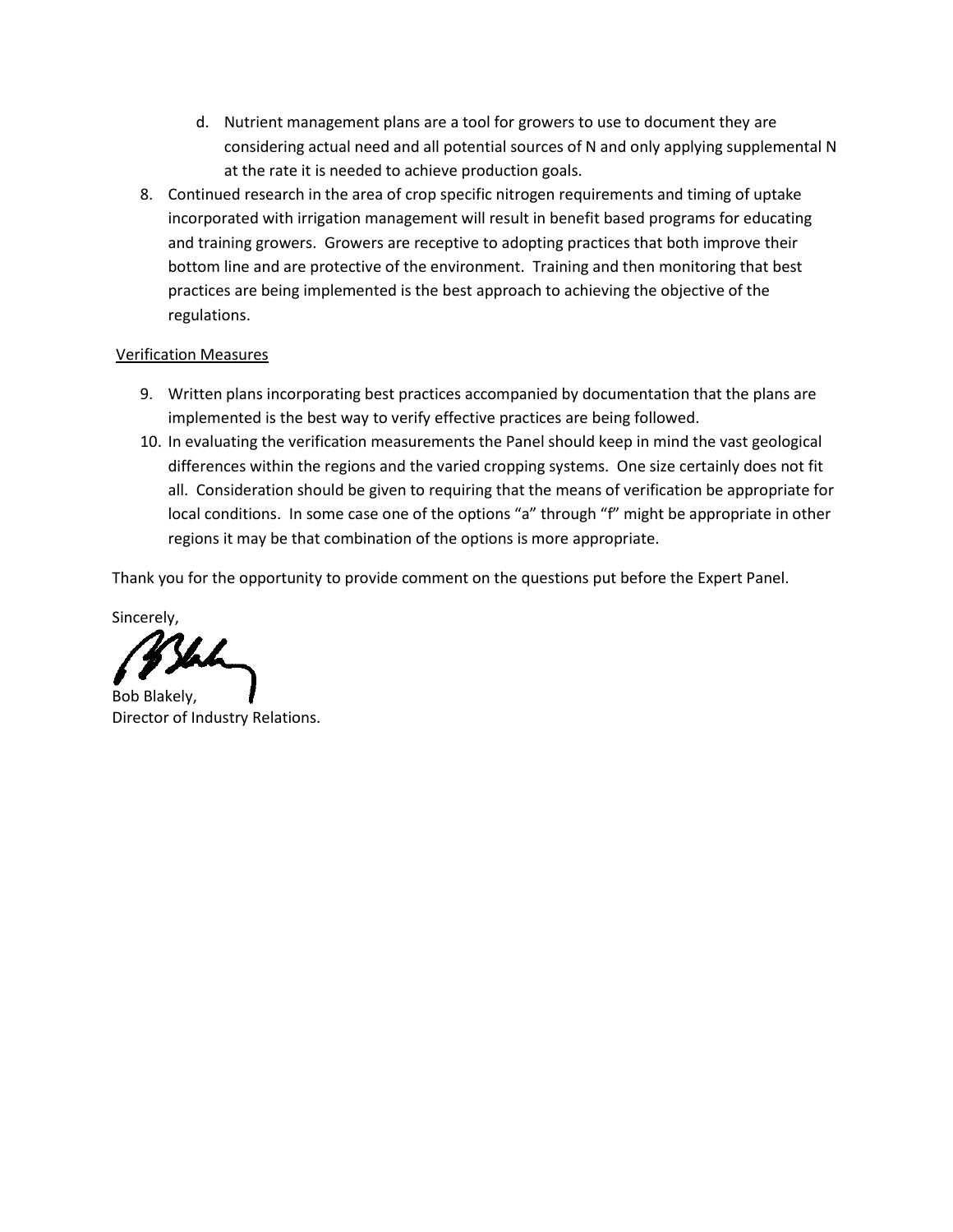d. Nutrient management plans are a tool for growers to use to document they are considering actual need and all potential sources of N and only applying supplemental N at the rate it is needed to achieve production goals.

8. Continued research in the area of crop specific nitrogen requirements and timing of uptake incorporated with irrigation management will result in benefit based programs for educating and training growers. Growers are receptive to adopting practices that both improve their bottom line and are protective of the environment. Training and then monitoring that best practices are being implemented is the best approach to achieving the objective of the regulations.

<u>Verification Measures</u>

9. Written plans incorporating best practices accompanied by documentation that the plans are implemented is the best way to verify effective practices are being followed.
10. In evaluating the verification measurements the Panel should keep in mind the vast geological differences within the regions and the varied cropping systems. One size certainly does not fit all. Consideration should be given to requiring that the means of verification be appropriate for local conditions. In some case one of the options "a" through "f" might be appropriate in other regions it may be that combination of the options is more appropriate.

Thank you for the opportunity to provide comment on the questions put before the Expert Panel.

Sincerely,

Bob Blakely,
Director of Industry Relations.